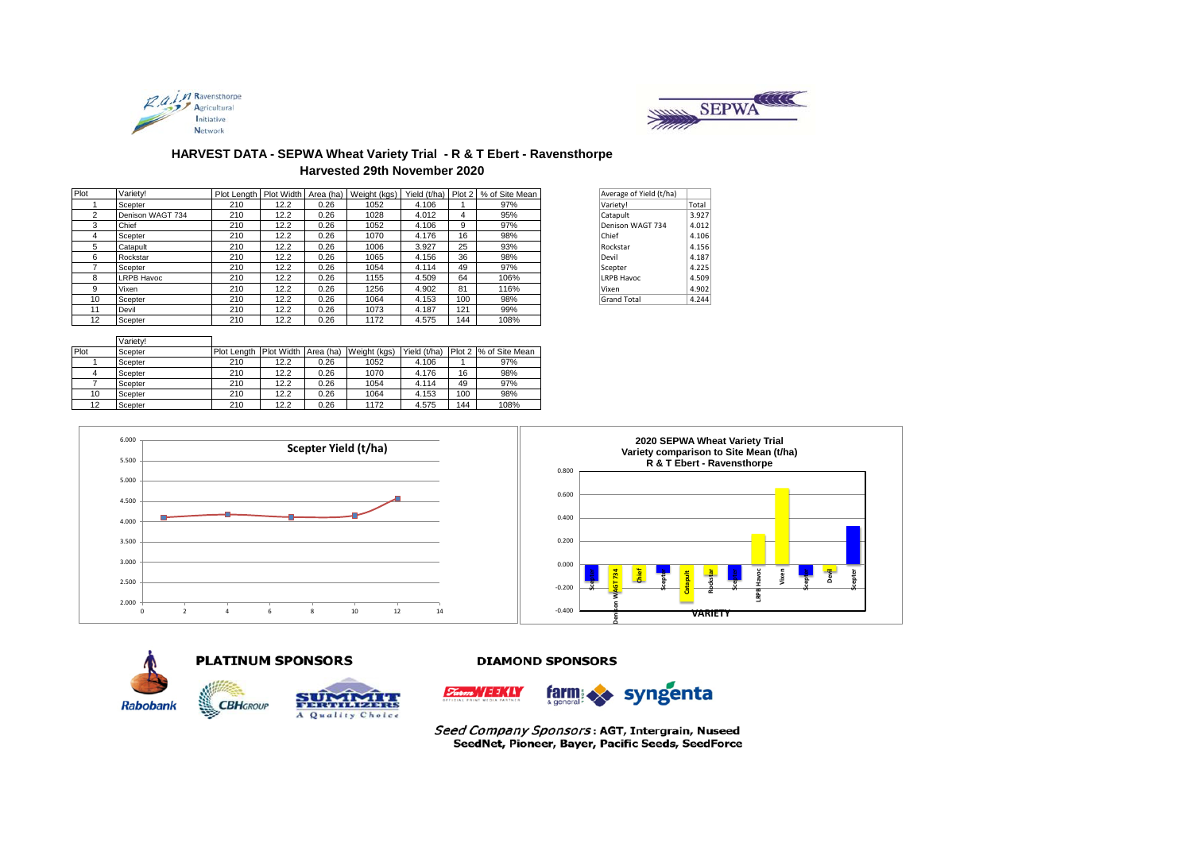# HARVEST DATA - SEPWA Wheat Variety Trial - R & T Ebert - Ravensthorpe

## Harvested 29th November 2020

| Plot | Variety! | Plot Length | Plot Width | Area (ha) | Weight (kgs) | Yield (t/ha) | Plot 2 | % of Site Mean |
|---|---|---|---|---|---|---|---|---|
| 1 | Scepter | 210 | 12.2 | 0.26 | 1052 | 4.106 | 1 | 97% |
| 2 | Denison WAGT 734 | 210 | 12.2 | 0.26 | 1028 | 4.012 | 4 | 95% |
| 3 | Chief | 210 | 12.2 | 0.26 | 1052 | 4.106 | 9 | 97% |
| 4 | Scepter | 210 | 12.2 | 0.26 | 1070 | 4.176 | 16 | 98% |
| 5 | Catapult | 210 | 12.2 | 0.26 | 1006 | 3.927 | 25 | 93% |
| 6 | Rockstar | 210 | 12.2 | 0.26 | 1065 | 4.156 | 36 | 98% |
| 7 | Scepter | 210 | 12.2 | 0.26 | 1054 | 4.114 | 49 | 97% |
| 8 | LRPB Havoc | 210 | 12.2 | 0.26 | 1155 | 4.509 | 64 | 106% |
| 9 | Vixen | 210 | 12.2 | 0.26 | 1256 | 4.902 | 81 | 116% |
| 10 | Scepter | 210 | 12.2 | 0.26 | 1064 | 4.153 | 100 | 98% |
| 11 | Devil | 210 | 12.2 | 0.26 | 1073 | 4.187 | 121 | 99% |
| 12 | Scepter | 210 | 12.2 | 0.26 | 1172 | 4.575 | 144 | 108% |

| Average of Yield (t/ha) | |
|---|---|
| Variety! | Total |
| Catapult | 3.927 |
| Denison WAGT 734 | 4.012 |
| Chief | 4.106 |
| Rockstar | 4.156 |
| Devil | 4.187 |
| Scepter | 4.225 |
| LRPB Havoc | 4.509 |
| Vixen | 4.902 |
| Grand Total | 4.244 |

| Plot | Variety! Scepter | Plot Length | Plot Width | Area (ha) | Weight (kgs) | Yield (t/ha) | Plot 2 | % of Site Mean |
|---|---|---|---|---|---|---|---|---|
| 1 | Scepter | 210 | 12.2 | 0.26 | 1052 | 4.106 | 1 | 97% |
| 4 | Scepter | 210 | 12.2 | 0.26 | 1070 | 4.176 | 16 | 98% |
| 7 | Scepter | 210 | 12.2 | 0.26 | 1054 | 4.114 | 49 | 97% |
| 10 | Scepter | 210 | 12.2 | 0.26 | 1064 | 4.153 | 100 | 98% |
| 12 | Scepter | 210 | 12.2 | 0.26 | 1172 | 4.575 | 144 | 108% |

**Scepter Yield (t/ha)**

**2020 SEPWA Wheat Variety Trial**
**Variety comparison to Site Mean (t/ha)**
**R & T Ebert - Ravensthorpe**

**PLATINUM SPONSORS**

Rabobank, CBH Group, Summit Fertilizers

**DIAMOND SPONSORS**

Farm Weekly, farm & general, syngenta

*Seed Company Sponsors*: **AGT, Intergrain, Nuseed SeedNet, Pioneer, Bayer, Pacific Seeds, SeedForce**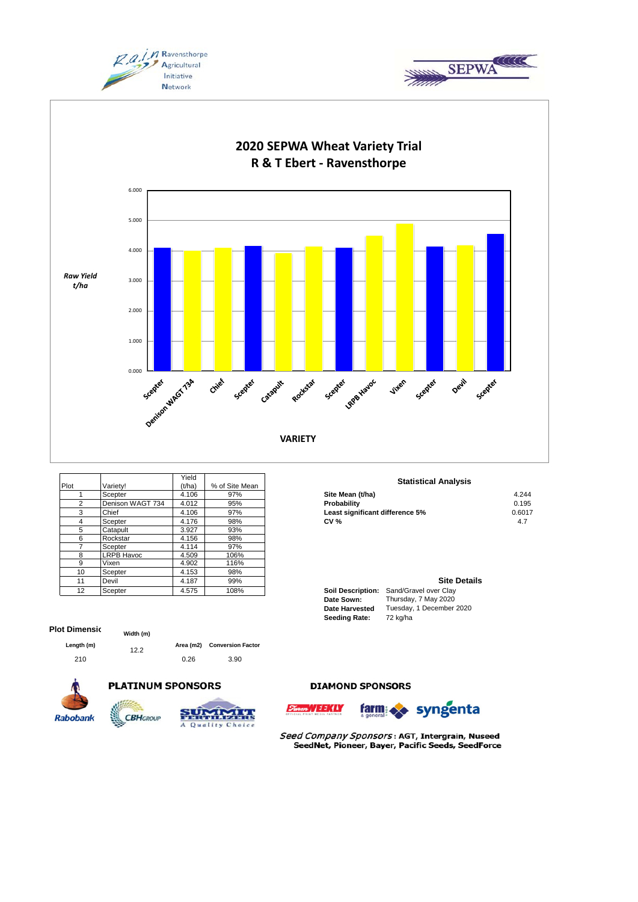# 2020 SEPWA Wheat Variety Trial
## R & T Ebert - Ravensthorpe

Raw Yield t/ha

VARIETY

| Plot | Variety! | Yield (t/ha) | % of Site Mean |
|---|---|---|---|
| 1 | Scepter | 4.106 | 97% |
| 2 | Denison WAGT 734 | 4.012 | 95% |
| 3 | Chief | 4.106 | 97% |
| 4 | Scepter | 4.176 | 98% |
| 5 | Catapult | 3.927 | 93% |
| 6 | Rockstar | 4.156 | 98% |
| 7 | Scepter | 4.114 | 97% |
| 8 | LRPB Havoc | 4.509 | 106% |
| 9 | Vixen | 4.902 | 116% |
| 10 | Scepter | 4.153 | 98% |
| 11 | Devil | 4.187 | 99% |
| 12 | Scepter | 4.575 | 108% |

### Statistical Analysis

| | |
|---|---|
| **Site Mean (t/ha)** | 4.244 |
| **Probability** | 0.195 |
| **Least significant difference 5%** | 0.6017 |
| **CV %** | 4.7 |

### Site Details

| | |
|---|---|
| **Soil Description:** | Sand/Gravel over Clay |
| **Date Sown:** | Thursday, 7 May 2020 |
| **Date Harvested** | Tuesday, 1 December 2020 |
| **Seeding Rate:** | 72 kg/ha |

### Plot Dimensic

| Length (m) | Width (m) | Area (m2) | Conversion Factor |
|---|---|---|---|
| 210 | 12.2 | 0.26 | 3.90 |

**PLATINUM SPONSORS**

Rabobank, CBH Group, Summit Fertilizers – A Quality Choice

**DIAMOND SPONSORS**

Farm Weekly, farm & general, syngenta

*Seed Company Sponsors*: **AGT, Intergrain, Nuseed SeedNet, Pioneer, Bayer, Pacific Seeds, SeedForce**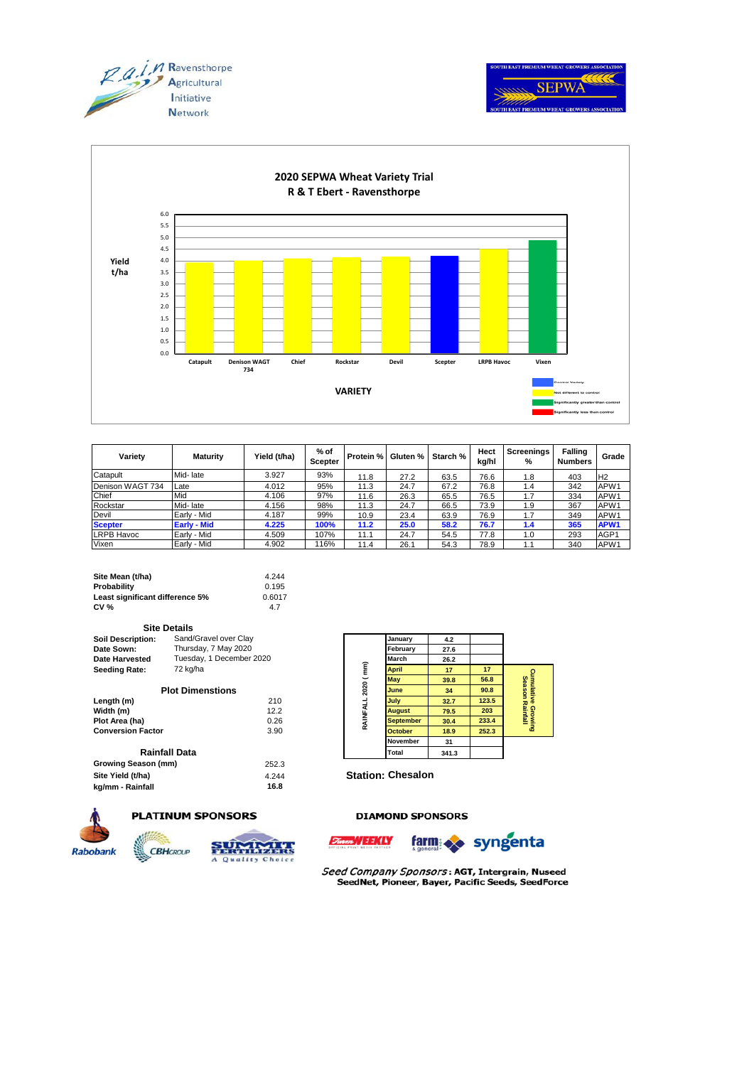Ravensthorpe Agricultural Initiative Network

SEPWA
SOUTH EAST PREMIUM WHEAT GROWERS ASSOCIATION

## 2020 SEPWA Wheat Variety Trial
## R & T Ebert - Ravensthorpe

Yield t/ha

6.0
5.5
5.0
4.5
4.0
3.5
3.0
2.5
2.0
1.5
1.0
0.5
0.0

Catapult, Denison WAGT 734, Chief, Rockstar, Devil, Scepter, LRPB Havoc, Vixen

VARIETY

Control Variety
Not different to control
Significantly greater than control
Significantly less than control

| Variety | Maturity | Yield (t/ha) | % of Scepter | Protein % | Gluten % | Starch % | Hect kg/hl | Screenings % | Falling Numbers | Grade |
|---|---|---|---|---|---|---|---|---|---|---|
| Catapult | Mid- late | 3.927 | 93% | 11.8 | 27.2 | 63.5 | 76.6 | 1.8 | 403 | H2 |
| Denison WAGT 734 | Late | 4.012 | 95% | 11.3 | 24.7 | 67.2 | 76.8 | 1.4 | 342 | APW1 |
| Chief | Mid | 4.106 | 97% | 11.6 | 26.3 | 65.5 | 76.5 | 1.7 | 334 | APW1 |
| Rockstar | Mid- late | 4.156 | 98% | 11.3 | 24.7 | 66.5 | 73.9 | 1.9 | 367 | APW1 |
| Devil | Early - Mid | 4.187 | 99% | 10.9 | 23.4 | 63.9 | 76.9 | 1.7 | 349 | APW1 |
| **Scepter** | **Early - Mid** | **4.225** | **100%** | **11.2** | **25.0** | **58.2** | **76.7** | **1.4** | **365** | **APW1** |
| LRPB Havoc | Early - Mid | 4.509 | 107% | 11.1 | 24.7 | 54.5 | 77.8 | 1.0 | 293 | AGP1 |
| Vixen | Early - Mid | 4.902 | 116% | 11.4 | 26.1 | 54.3 | 78.9 | 1.1 | 340 | APW1 |

| | |
|---|---|
| **Site Mean (t/ha)** | 4.244 |
| **Probability** | 0.195 |
| **Least significant difference 5%** | 0.6017 |
| **CV %** | 4.7 |

### Site Details

| | |
|---|---|
| **Soil Description:** | Sand/Gravel over Clay |
| **Date Sown:** | Thursday, 7 May 2020 |
| **Date Harvested** | Tuesday, 1 December 2020 |
| **Seeding Rate:** | 72 kg/ha |

### Plot Dimenstions

| | |
|---|---|
| **Length (m)** | 210 |
| **Width (m)** | 12.2 |
| **Plot Area (ha)** | 0.26 |
| **Conversion Factor** | 3.90 |

### Rainfall Data

| | |
|---|---|
| **Growing Season (mm)** | 252.3 |
| **Site Yield (t/ha)** | 4.244 |
| **kg/mm - Rainfall** | **16.8** |

RAINFALL 2020 ( mm)

| Month | Rainfall | Cumulative Growing Season Rainfall |
|---|---|---|
| January | 4.2 | |
| February | 27.6 | |
| March | 26.2 | |
| April | 17 | 17 |
| May | 39.8 | 56.8 |
| June | 34 | 90.8 |
| July | 32.7 | 123.5 |
| August | 79.5 | 203 |
| September | 30.4 | 233.4 |
| October | 18.9 | 252.3 |
| November | 31 | |
| Total | 341.3 | |

**Station: Chesalon**

**PLATINUM SPONSORS**

Rabobank, CBH GROUP, SUMMIT FERTILIZERS A Quality Choice

**DIAMOND SPONSORS**

Farm WEEKLY, farm & general, syngenta

*Seed Company Sponsors*: **AGT, Intergrain, Nuseed SeedNet, Pioneer, Bayer, Pacific Seeds, SeedForce**